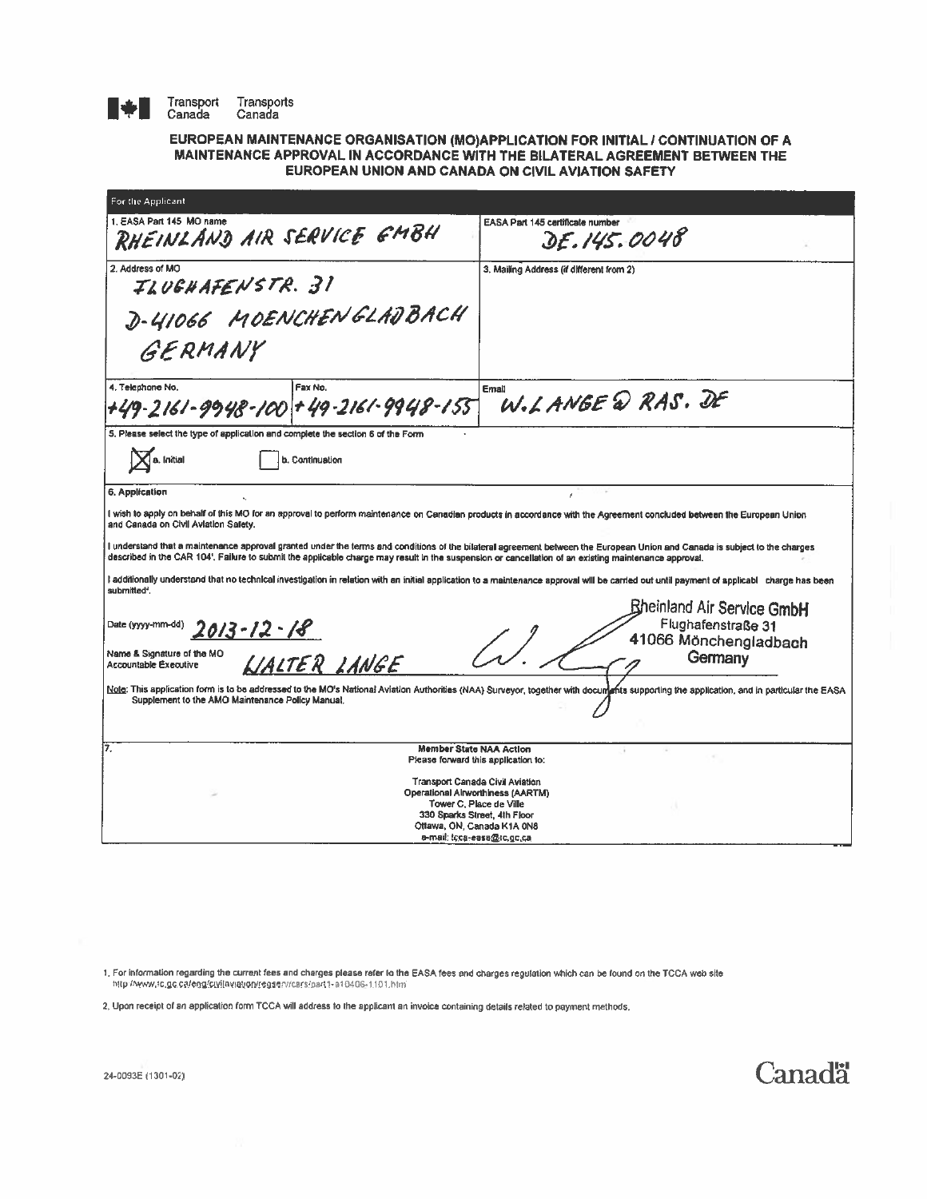Transport Canada / Transports Canada

# EUROPEAN MAINTENANCE ORGANISATION (MO)APPLICATION FOR INITIAL / CONTINUATION OF A MAINTENANCE APPROVAL IN ACCORDANCE WITH THE BILATERAL AGREEMENT BETWEEN THE EUROPEAN UNION AND CANADA ON CIVIL AVIATION SAFETY

**For the Applicant**

| | |
|---|---|
| 1. EASA Part 145 MO name: RHEINLAND AIR SERVICE GMBH | EASA Part 145 certificate number: DE.145.0048 |
| 2. Address of MO: FLUGHAFENSTR. 31, D-41066 MOENCHENGLADBACH, GERMANY | 3. Mailing Address (if different from 2) |
| 4. Telephone No.: +49-2161-9948-100 / Fax No.: +49-2161-9948-155 | Email: W.LANGE@RAS.DE |

**5. Please select the type of application and complete the section 6 of the Form**

[X] a. Initial  [ ] b. Continuation

**6. Application**

I wish to apply on behalf of this MO for an approval to perform maintenance on Canadian products in accordance with the Agreement concluded between the European Union and Canada on Civil Aviation Safety.

I understand that a maintenance approval granted under the terms and conditions of the bilateral agreement between the European Union and Canada is subject to the charges described in the CAR 104[1]. Failure to submit the applicable charge may result in the suspension or cancellation of an existing maintenance approval.

I additionally understand that no technical investigation in relation with an initial application to a maintenance approval will be carried out until payment of applicabl charge has been submitted[2].

Date (yyyy-mm-dd): 2013-12-18

Name & Signature of the MO Accountable Executive: WALTER LANGE [signature]

Rheinland Air Service GmbH
Flughafenstraße 31
41066 Mönchengladbach
Germany

Note: This application form is to be addressed to the MO's National Aviation Authorities (NAA) Surveyor, together with documents supporting the application, and in particular the EASA Supplement to the AMO Maintenance Policy Manual.

**7. Member State NAA Action**

Please forward this application to:

Transport Canada Civil Aviation
Operational Airworthiness (AARTM)
Tower C, Place de Ville
330 Sparks Street, 4th Floor
Ottawa, ON, Canada K1A 0N8
e-mail: tcca-easa@tc.gc.ca

1. For information regarding the current fees and charges please refer to the EASA fees and charges regulation which can be found on the TCCA web site http://www.tc.gc.ca/eng/civilaviation/regserv/cars/part1-a10406-1101.htm

2. Upon receipt of an application form TCCA will address to the applicant an invoice containing details related to payment methods.

24-0093E (1301-02)

Canada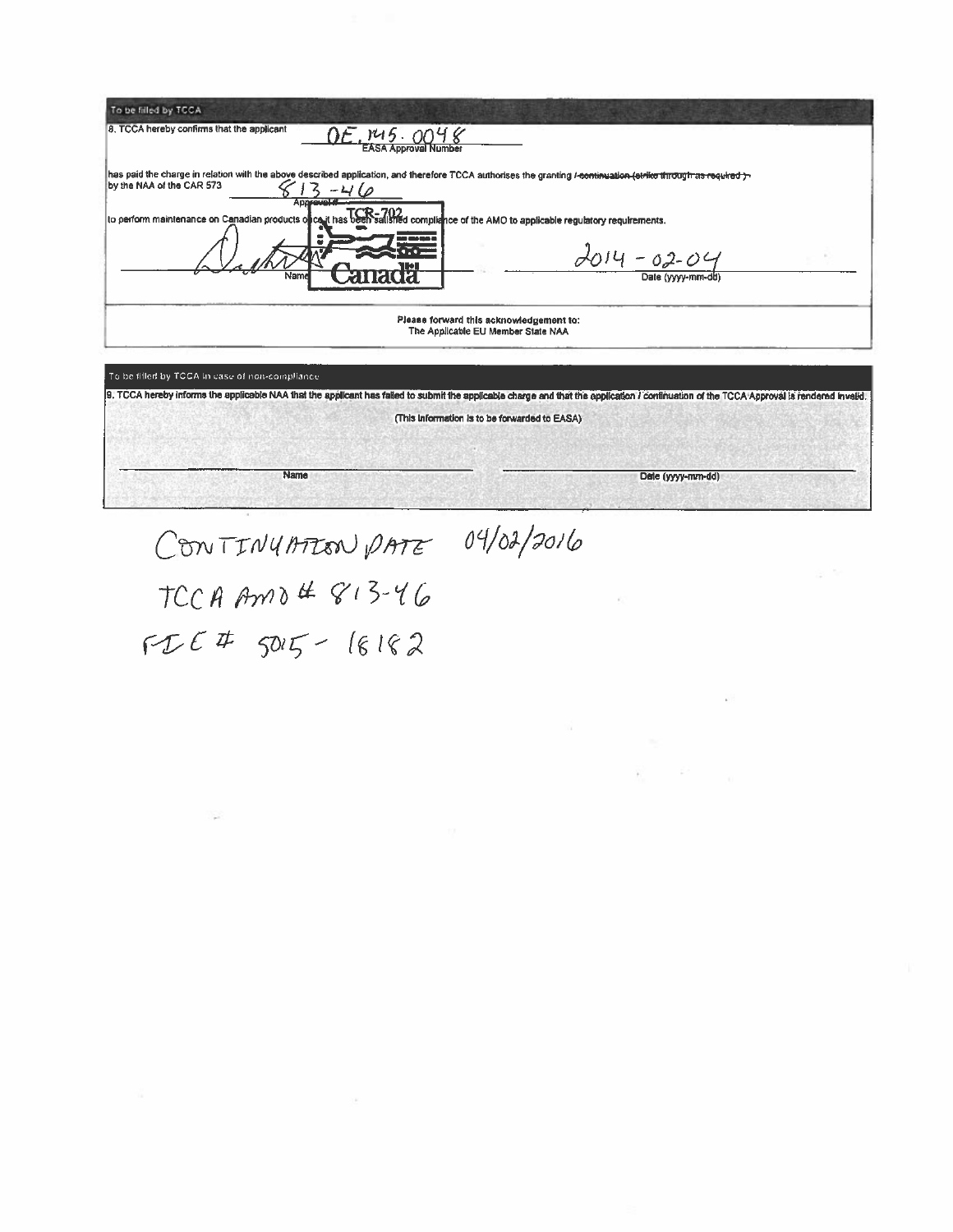**To be filled by TCCA**

8. TCCA hereby confirms that the applicant OE.145.0048
EASA Approval Number

has paid the charge in relation with the above described application, and therefore TCCA authorises the granting ~~/ continuation (strike through as required )~~ by the NAA of the CAR 573 813-46
~~Approval #~~

to perform maintenance on Canadian products once it has been satisfied compliance of the AMO to applicable regulatory requirements.

TCR-702
Canada

Name

2014 - 02-04
Date (yyyy-mm-dd)

Please forward this acknowledgement to:
The Applicable EU Member State NAA

**To be filled by TCCA in case of non-compliance**

9. TCCA hereby informs the applicable NAA that the applicant has failed to submit the applicable charge and that the application / continuation of the TCCA Approval is rendered invalid.

(This information is to be forwarded to EASA)

Name

Date (yyyy-mm-dd)

CONTINUATION DATE 04/02/2016

TCCA AMO # 813-46

FIC # 5015 - 18182